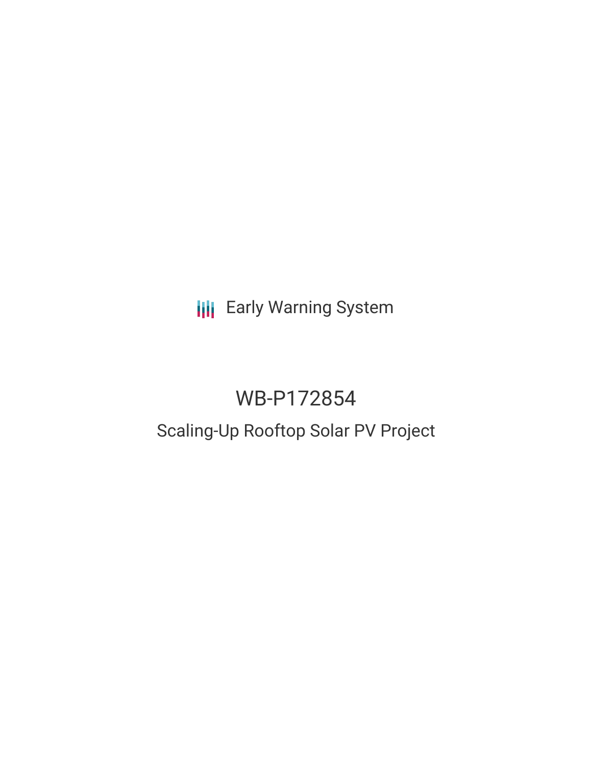Early Warning System

# WB-P172854

## Scaling-Up Rooftop Solar PV Project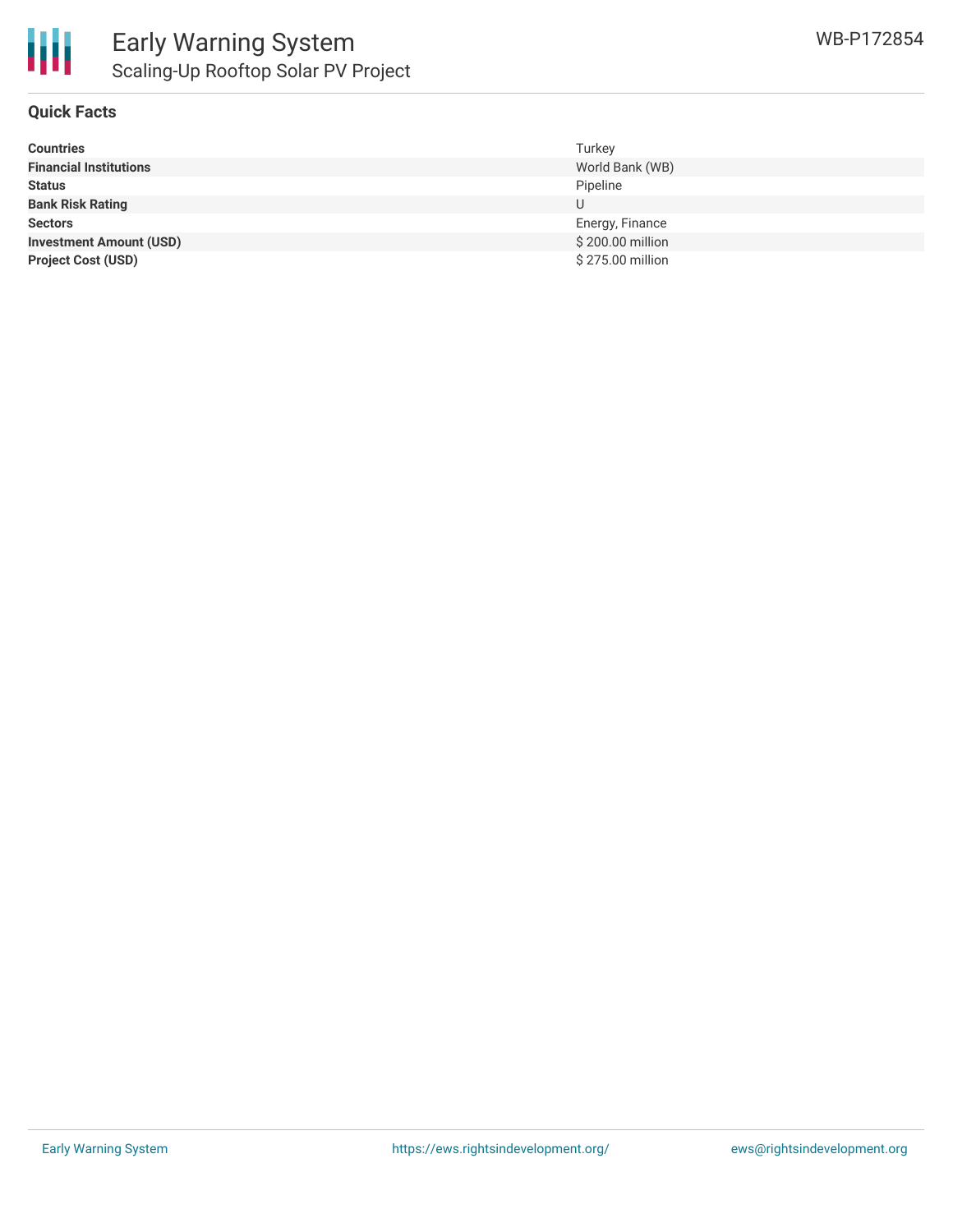# Early Warning System

## Scaling-Up Rooftop Solar PV Project

WB-P172854

### Quick Facts

| | |
|---|---|
| **Countries** | Turkey |
| **Financial Institutions** | World Bank (WB) |
| **Status** | Pipeline |
| **Bank Risk Rating** | U |
| **Sectors** | Energy, Finance |
| **Investment Amount (USD)** | $ 200.00 million |
| **Project Cost (USD)** | $ 275.00 million |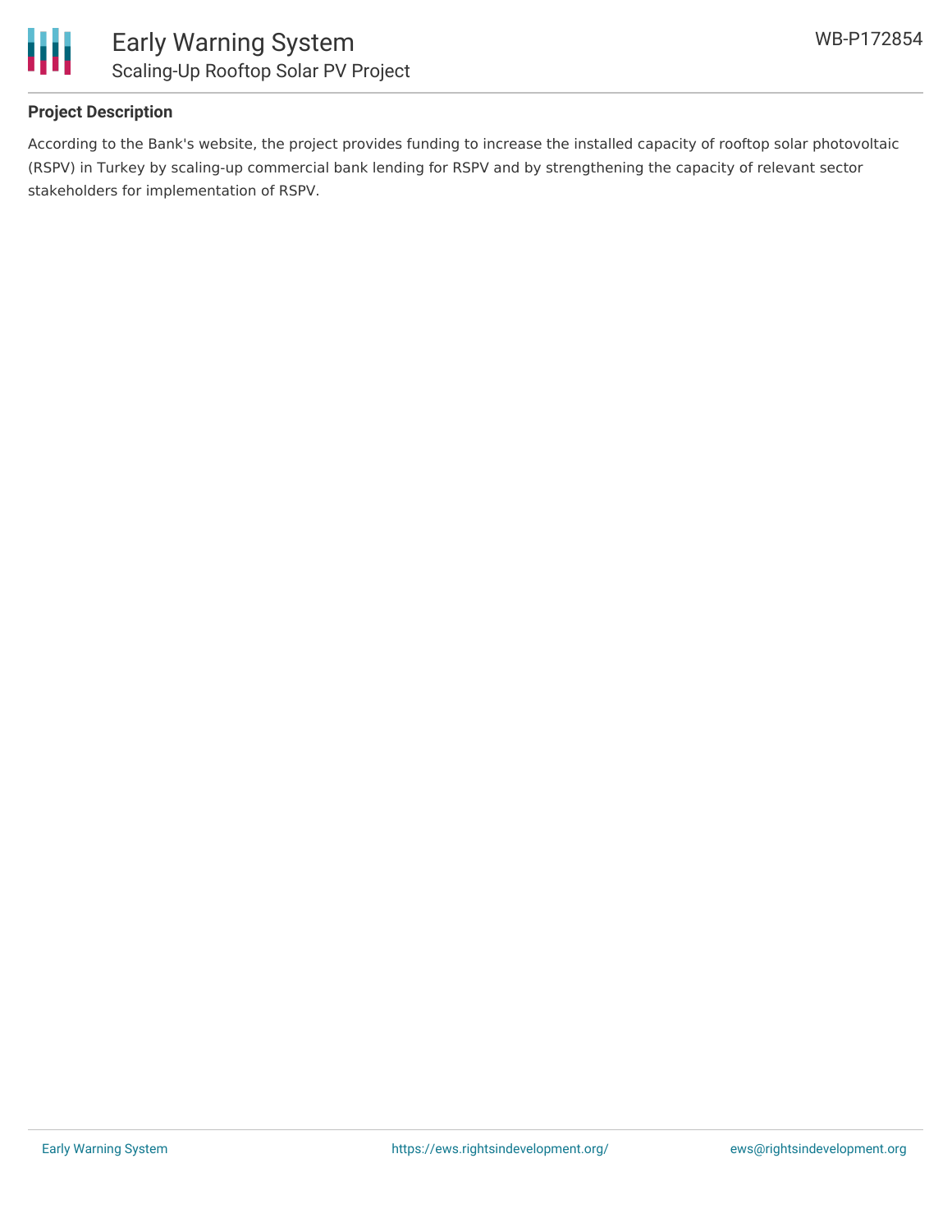## Project Description

According to the Bank's website, the project provides funding to increase the installed capacity of rooftop solar photovoltaic (RSPV) in Turkey by scaling-up commercial bank lending for RSPV and by strengthening the capacity of relevant sector stakeholders for implementation of RSPV.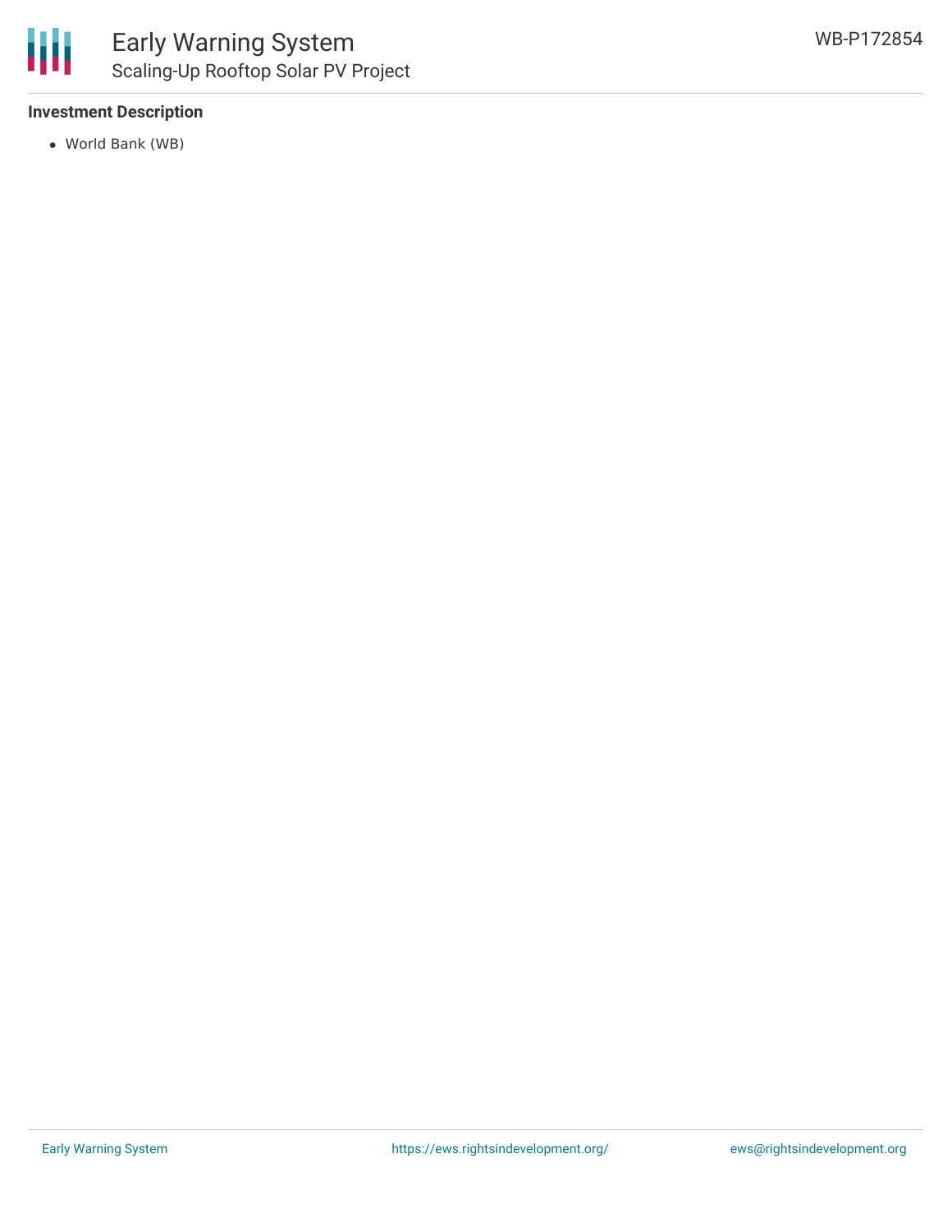### Investment Description

- World Bank (WB)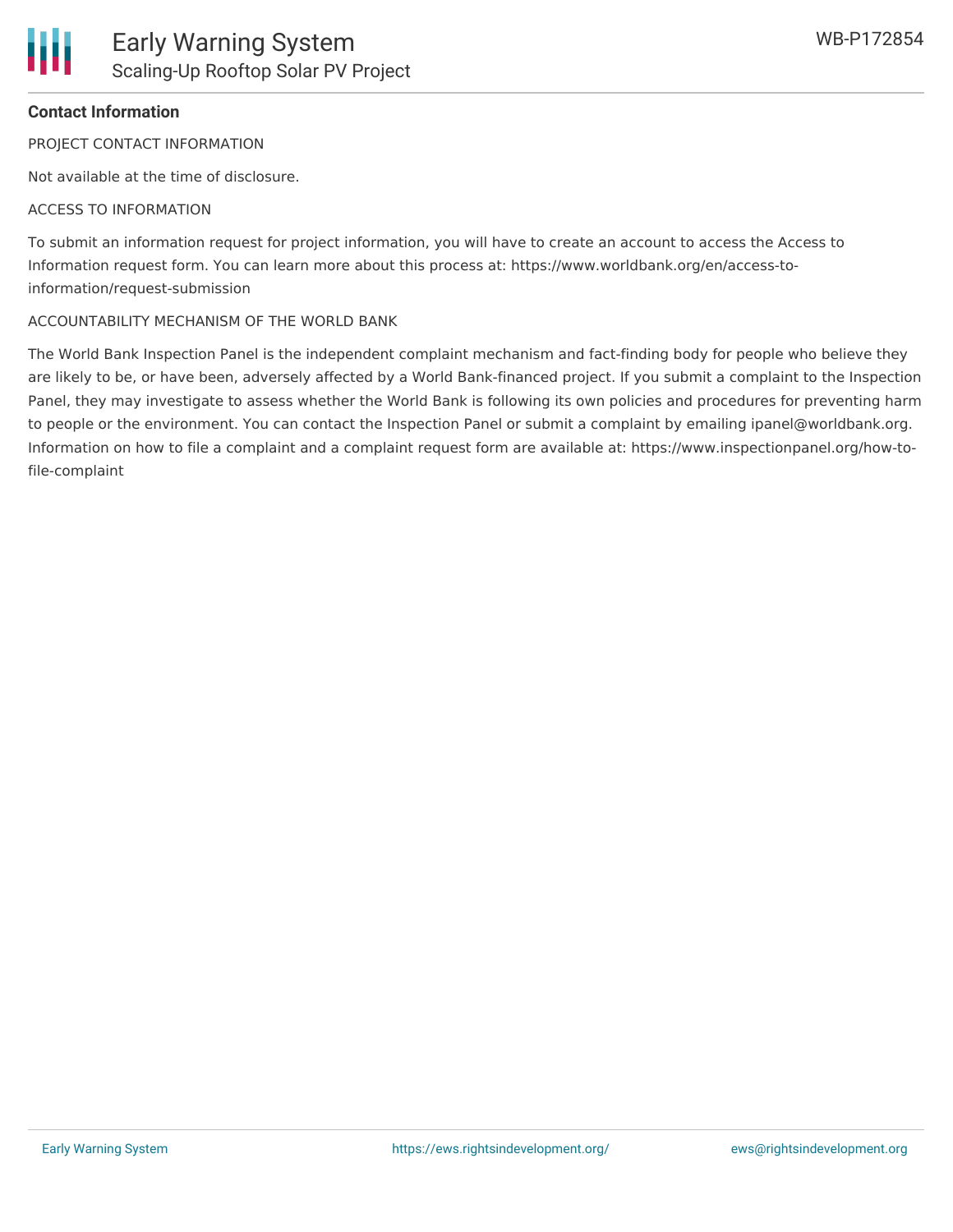## Contact Information

PROJECT CONTACT INFORMATION

Not available at the time of disclosure.

ACCESS TO INFORMATION

To submit an information request for project information, you will have to create an account to access the Access to Information request form. You can learn more about this process at: https://www.worldbank.org/en/access-to-information/request-submission

ACCOUNTABILITY MECHANISM OF THE WORLD BANK

The World Bank Inspection Panel is the independent complaint mechanism and fact-finding body for people who believe they are likely to be, or have been, adversely affected by a World Bank-financed project. If you submit a complaint to the Inspection Panel, they may investigate to assess whether the World Bank is following its own policies and procedures for preventing harm to people or the environment. You can contact the Inspection Panel or submit a complaint by emailing ipanel@worldbank.org. Information on how to file a complaint and a complaint request form are available at: https://www.inspectionpanel.org/how-to-file-complaint